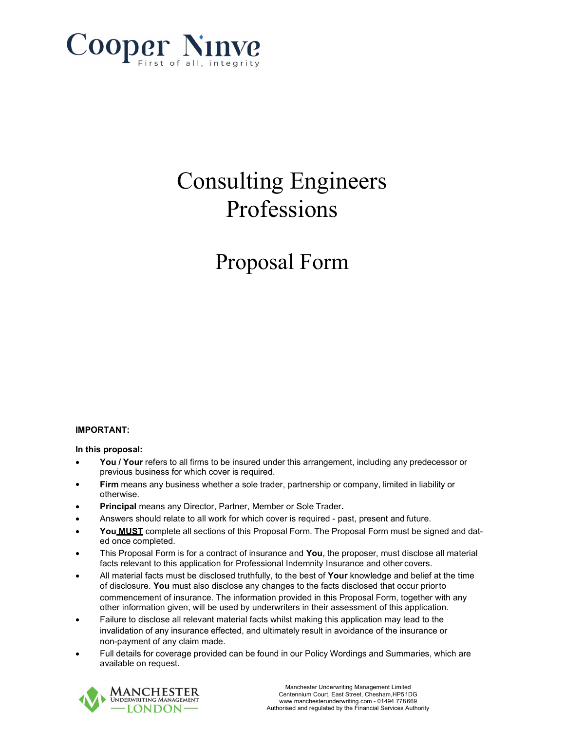Cooper Ninve

First of all, integrity

# Consulting Engineers Professions

# Proposal Form

**IMPORTANT:**

**In this proposal:**

- **You / Your** refers to all firms to be insured under this arrangement, including any predecessor or previous business for which cover is required.
- **Firm** means any business whether a sole trader, partnership or company, limited in liability or otherwise.
- **Principal** means any Director, Partner, Member or Sole Trader**.**
- Answers should relate to all work for which cover is required - past, present and future.
- **You MUST** complete all sections of this Proposal Form. The Proposal Form must be signed and dated once completed.
- This Proposal Form is for a contract of insurance and **You**, the proposer, must disclose all material facts relevant to this application for Professional Indemnity Insurance and other covers.
- All material facts must be disclosed truthfully, to the best of **Your** knowledge and belief at the time of disclosure. **You** must also disclose any changes to the facts disclosed that occur prior to commencement of insurance. The information provided in this Proposal Form, together with any other information given, will be used by underwriters in their assessment of this application.
- Failure to disclose all relevant material facts whilst making this application may lead to the invalidation of any insurance effected, and ultimately result in avoidance of the insurance or non-payment of any claim made.
- Full details for coverage provided can be found in our Policy Wordings and Summaries, which are available on request.

MANCHESTER UNDERWRITING MANAGEMENT — LONDON —

Manchester Underwriting Management Limited
Centennium Court, East Street, Chesham,HP5 1DG
www.manchesterunderwriting.com - 01494 778 669
Authorised and regulated by the Financial Services Authority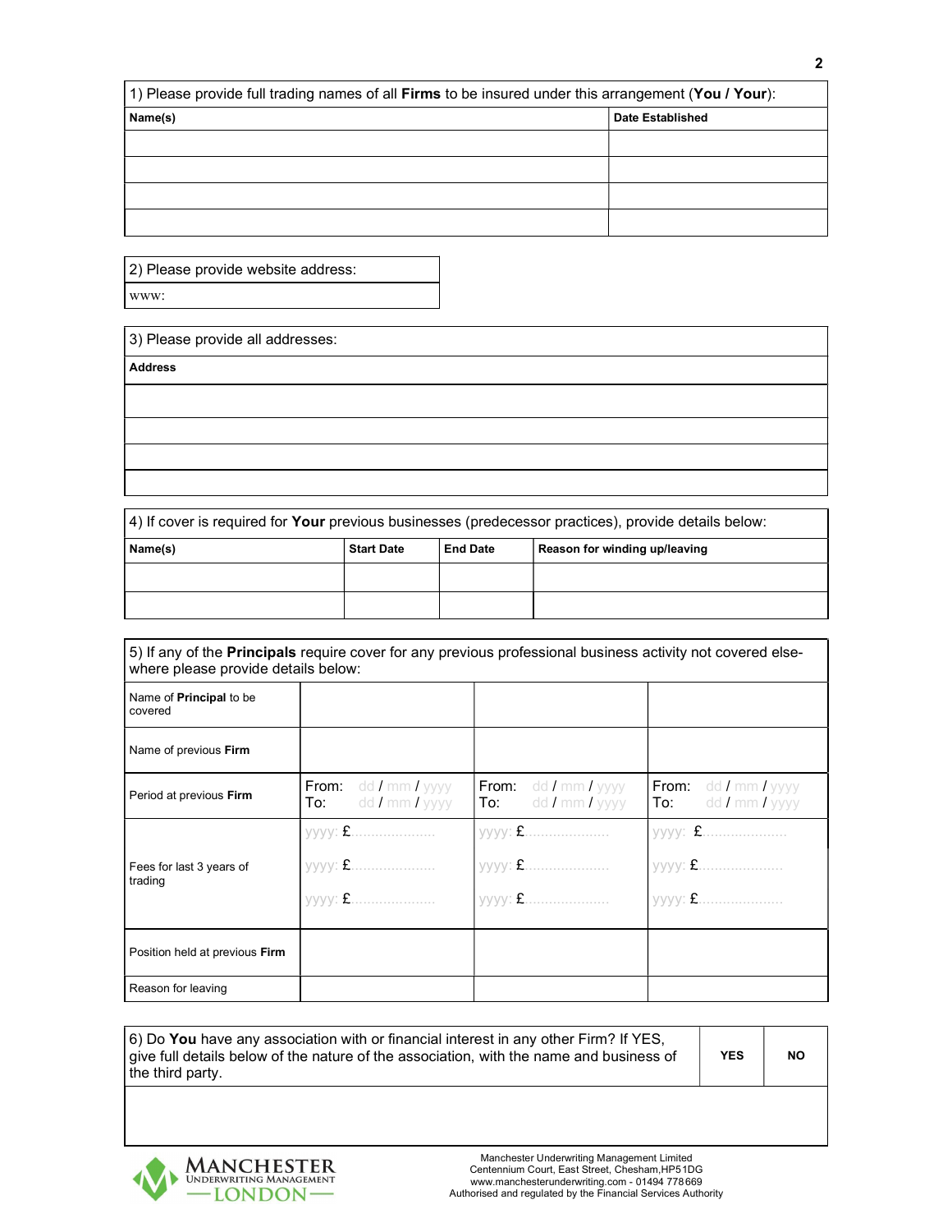| 1) Please provide full trading names of all **Firms** to be insured under this arrangement (**You / Your**): | |
|---|---|
| **Name(s)** | **Date Established** |
| | |
| | |
| | |
| | |

| 2) Please provide website address: |
|---|
| www: |

| 3) Please provide all addresses: |
|---|
| **Address** |
| |
| |
| |
| |

| 4) If cover is required for **Your** previous businesses (predecessor practices), provide details below: | | | |
|---|---|---|---|
| **Name(s)** | **Start Date** | **End Date** | **Reason for winding up/leaving** |
| | | | |
| | | | |

| 5) If any of the **Principals** require cover for any previous professional business activity not covered elsewhere please provide details below: | | | |
|---|---|---|---|
| Name of **Principal** to be covered | | | |
| Name of previous **Firm** | | | |
| Period at previous **Firm** | From: dd / mm / yyyy<br>To: dd / mm / yyyy | From: dd / mm / yyyy<br>To: dd / mm / yyyy | From: dd / mm / yyyy<br>To: dd / mm / yyyy |
| Fees for last 3 years of trading | yyyy: £....................<br>yyyy: £....................<br>yyyy: £.................... | yyyy: £....................<br>yyyy: £....................<br>yyyy: £.................... | yyyy: £....................<br>yyyy: £....................<br>yyyy: £.................... |
| Position held at previous **Firm** | | | |
| Reason for leaving | | | |

| 6) Do **You** have any association with or financial interest in any other Firm? If YES, give full details below of the nature of the association, with the name and business of the third party. | **YES** | **NO** |
|---|---|---|
| | | |

Manchester Underwriting Management Limited
Centennium Court, East Street, Chesham,HP51DG
www.manchesterunderwriting.com - 01494 778669
Authorised and regulated by the Financial Services Authority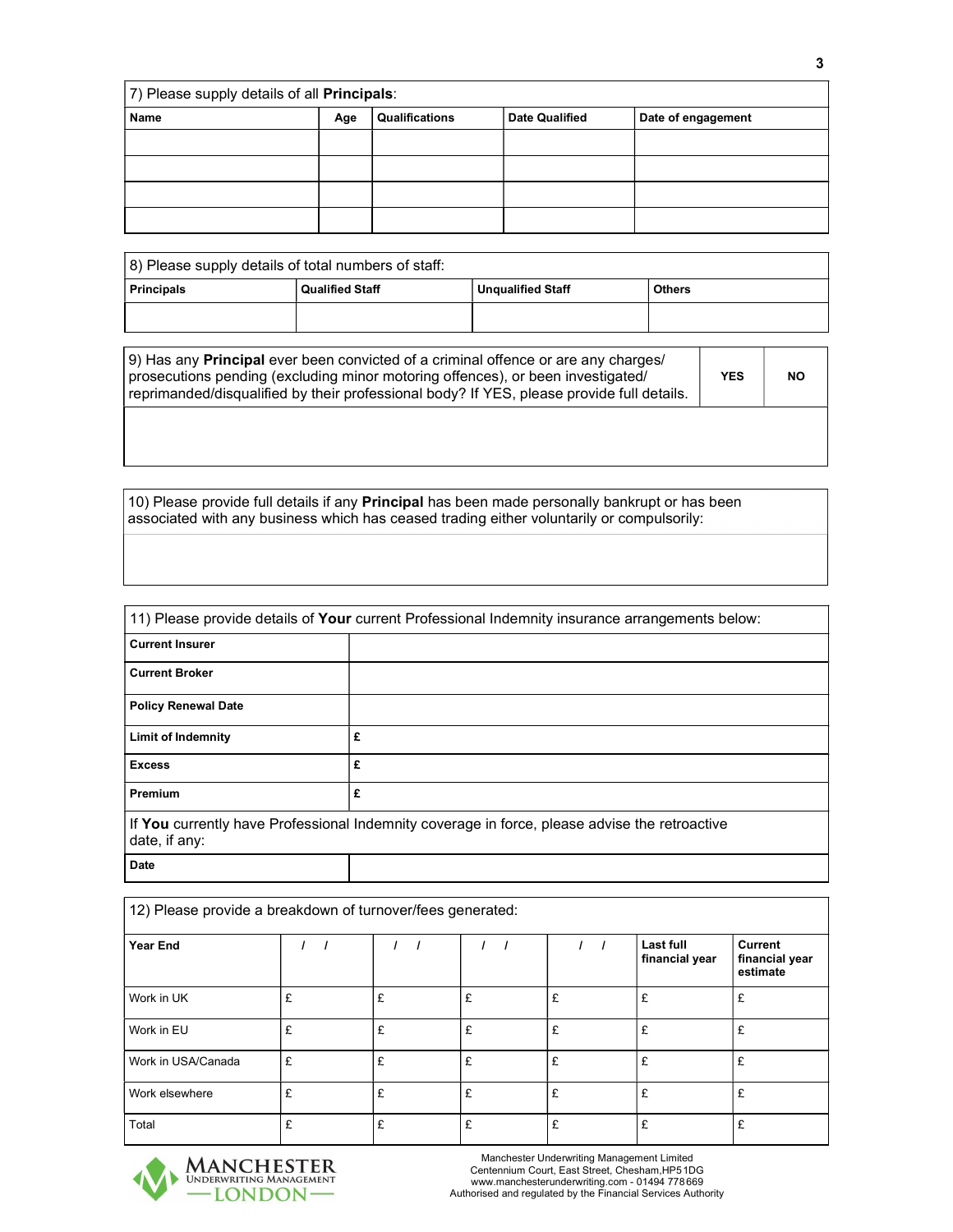| 7) Please supply details of all **Principals**: | | | | |
|---|---|---|---|---|
| **Name** | **Age** | **Qualifications** | **Date Qualified** | **Date of engagement** |
| | | | | |
| | | | | |
| | | | | |
| | | | | |

| 8) Please supply details of total numbers of staff: | | | |
|---|---|---|---|
| **Principals** | **Qualified Staff** | **Unqualified Staff** | **Others** |
| | | | |

| 9) Has any **Principal** ever been convicted of a criminal offence or are any charges/ prosecutions pending (excluding minor motoring offences), or been investigated/ reprimanded/disqualified by their professional body? If YES, please provide full details. | **YES** | **NO** |
|---|---|---|
| | | |

| 10) Please provide full details if any **Principal** has been made personally bankrupt or has been associated with any business which has ceased trading either voluntarily or compulsorily: |
|---|
| |

| 11) Please provide details of **Your** current Professional Indemnity insurance arrangements below: | |
|---|---|
| **Current Insurer** | |
| **Current Broker** | |
| **Policy Renewal Date** | |
| **Limit of Indemnity** | **£** |
| **Excess** | **£** |
| **Premium** | **£** |
| If **You** currently have Professional Indemnity coverage in force, please advise the retroactive date, if any: | |
| **Date** | |

| 12) Please provide a breakdown of turnover/fees generated: | | | | | | |
|---|---|---|---|---|---|---|
| **Year End** | / / | / / | / / | / / | **Last full financial year** | **Current financial year estimate** |
| Work in UK | £ | £ | £ | £ | £ | £ |
| Work in EU | £ | £ | £ | £ | £ | £ |
| Work in USA/Canada | £ | £ | £ | £ | £ | £ |
| Work elsewhere | £ | £ | £ | £ | £ | £ |
| Total | £ | £ | £ | £ | £ | £ |

MANCHESTER UNDERWRITING MANAGEMENT — LONDON —

Manchester Underwriting Management Limited
Centennium Court, East Street, Chesham,HP5 1DG
www.manchesterunderwriting.com - 01494 778 669
Authorised and regulated by the Financial Services Authority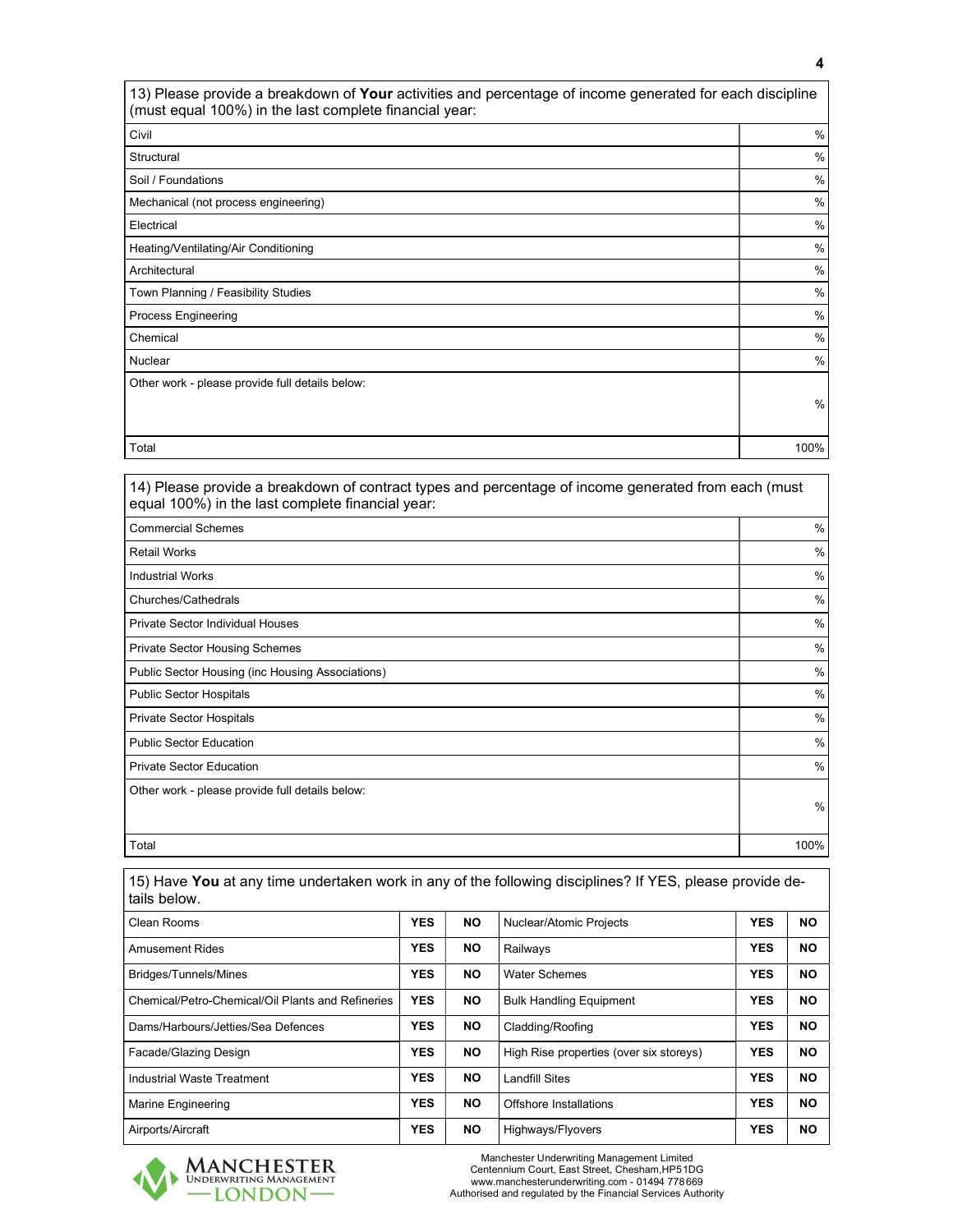| 13) Please provide a breakdown of **Your** activities and percentage of income generated for each discipline (must equal 100%) in the last complete financial year: | |
|---|---|
| Civil | % |
| Structural | % |
| Soil / Foundations | % |
| Mechanical (not process engineering) | % |
| Electrical | % |
| Heating/Ventilating/Air Conditioning | % |
| Architectural | % |
| Town Planning / Feasibility Studies | % |
| Process Engineering | % |
| Chemical | % |
| Nuclear | % |
| Other work - please provide full details below: | % |
| Total | 100% |

| 14) Please provide a breakdown of contract types and percentage of income generated from each (must equal 100%) in the last complete financial year: | |
|---|---|
| Commercial Schemes | % |
| Retail Works | % |
| Industrial Works | % |
| Churches/Cathedrals | % |
| Private Sector Individual Houses | % |
| Private Sector Housing Schemes | % |
| Public Sector Housing (inc Housing Associations) | % |
| Public Sector Hospitals | % |
| Private Sector Hospitals | % |
| Public Sector Education | % |
| Private Sector Education | % |
| Other work - please provide full details below: | % |
| Total | 100% |

| 15) Have **You** at any time undertaken work in any of the following disciplines? If YES, please provide details below. | | | | | |
|---|---|---|---|---|---|
| Clean Rooms | **YES** | **NO** | Nuclear/Atomic Projects | **YES** | **NO** |
| Amusement Rides | **YES** | **NO** | Railways | **YES** | **NO** |
| Bridges/Tunnels/Mines | **YES** | **NO** | Water Schemes | **YES** | **NO** |
| Chemical/Petro-Chemical/Oil Plants and Refineries | **YES** | **NO** | Bulk Handling Equipment | **YES** | **NO** |
| Dams/Harbours/Jetties/Sea Defences | **YES** | **NO** | Cladding/Roofing | **YES** | **NO** |
| Facade/Glazing Design | **YES** | **NO** | High Rise properties (over six storeys) | **YES** | **NO** |
| Industrial Waste Treatment | **YES** | **NO** | Landfill Sites | **YES** | **NO** |
| Marine Engineering | **YES** | **NO** | Offshore Installations | **YES** | **NO** |
| Airports/Aircraft | **YES** | **NO** | Highways/Flyovers | **YES** | **NO** |

Manchester Underwriting Management Limited
Centennium Court, East Street, Chesham, HP5 1DG
www.manchesterunderwriting.com - 01494 778 669
Authorised and regulated by the Financial Services Authority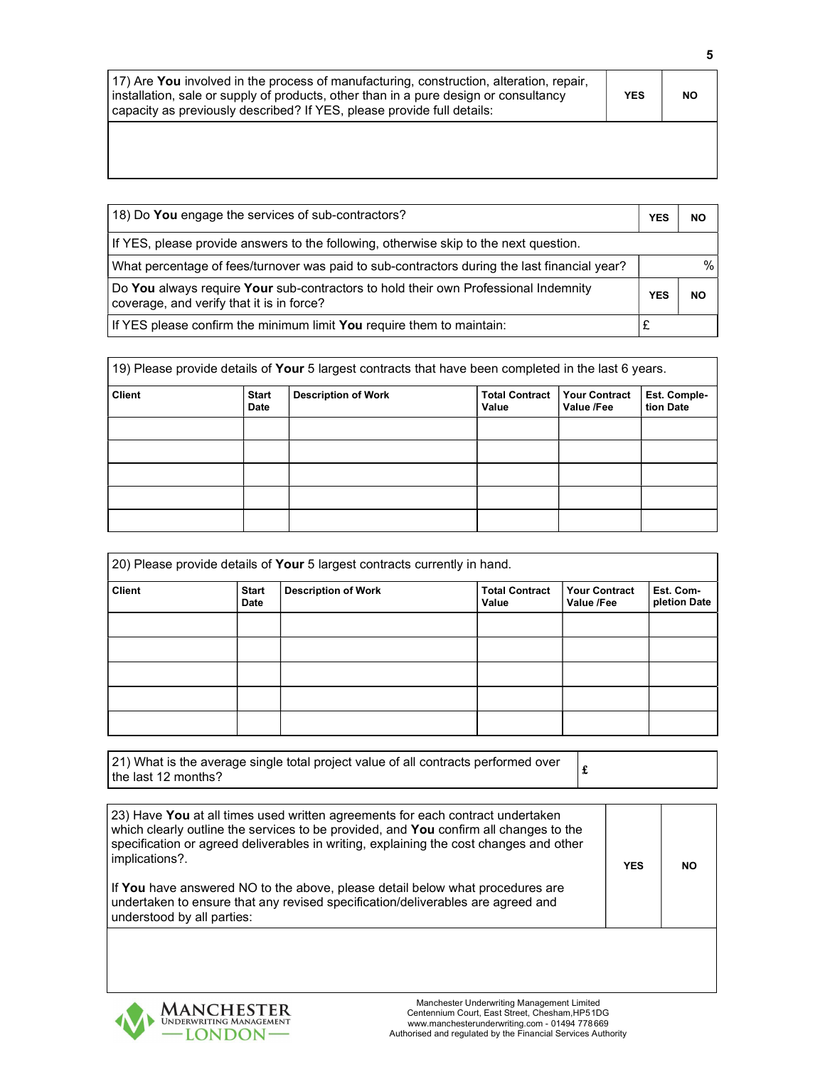| 17) Are **You** involved in the process of manufacturing, construction, alteration, repair, installation, sale or supply of products, other than in a pure design or consultancy capacity as previously described? If YES, please provide full details: | YES | NO |
|---|---|---|
| | | |

| 18) Do **You** engage the services of sub-contractors? | YES | NO |
|---|---|---|
| If YES, please provide answers to the following, otherwise skip to the next question. | | |
| What percentage of fees/turnover was paid to sub-contractors during the last financial year? | % | |
| Do **You** always require **Your** sub-contractors to hold their own Professional Indemnity coverage, and verify that it is in force? | YES | NO |
| If YES please confirm the minimum limit **You** require them to maintain: | £ | |

19) Please provide details of **Your** 5 largest contracts that have been completed in the last 6 years.

| Client | Start Date | Description of Work | Total Contract Value | Your Contract Value /Fee | Est. Completion Date |
|---|---|---|---|---|---|
| | | | | | |
| | | | | | |
| | | | | | |
| | | | | | |
| | | | | | |

20) Please provide details of **Your** 5 largest contracts currently in hand.

| Client | Start Date | Description of Work | Total Contract Value | Your Contract Value /Fee | Est. Completion Date |
|---|---|---|---|---|---|
| | | | | | |
| | | | | | |
| | | | | | |
| | | | | | |
| | | | | | |

| 21) What is the average single total project value of all contracts performed over the last 12 months? | £ |
|---|---|

| 23) Have **You** at all times used written agreements for each contract undertaken which clearly outline the services to be provided, and **You** confirm all changes to the specification or agreed deliverables in writing, explaining the cost changes and other implications?.<br><br>If **You** have answered NO to the above, please detail below what procedures are undertaken to ensure that any revised specification/deliverables are agreed and understood by all parties: | YES | NO |
|---|---|---|
| | | |

Manchester Underwriting Management Limited
Centennium Court, East Street, Chesham,HP51DG
www.manchesterunderwriting.com - 01494 778669
Authorised and regulated by the Financial Services Authority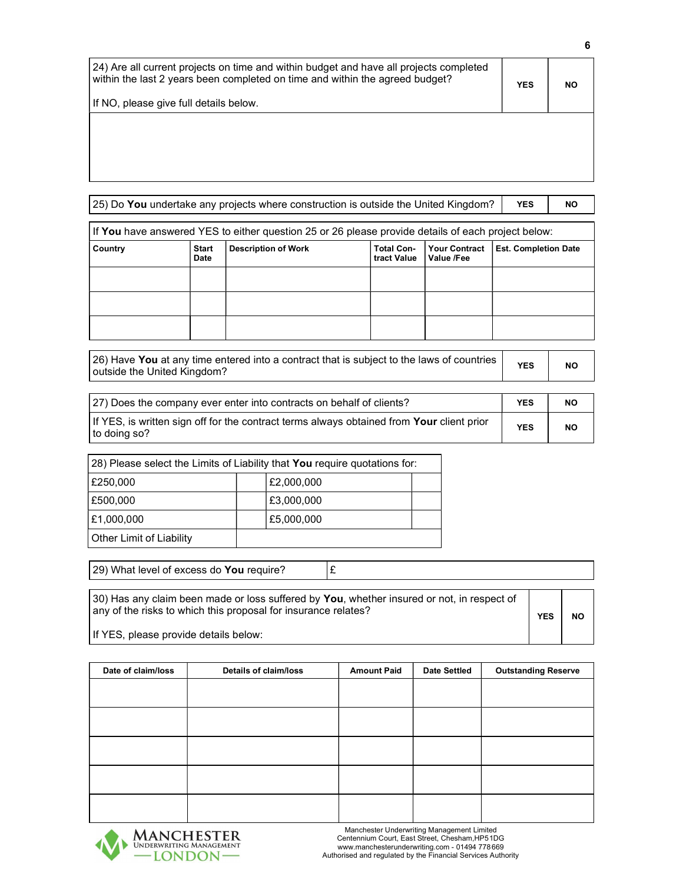| 24) Are all current projects on time and within budget and have all projects completed within the last 2 years been completed on time and within the agreed budget?<br><br>If NO, please give full details below. | YES | NO |
|---|---|---|
| | | |

| 25) Do **You** undertake any projects where construction is outside the United Kingdom? | YES | NO |
|---|---|---|

If **You** have answered YES to either question 25 or 26 please provide details of each project below:

| Country | Start Date | Description of Work | Total Contract Value | Your Contract Value /Fee | Est. Completion Date |
|---|---|---|---|---|---|
| | | | | | |
| | | | | | |
| | | | | | |

| 26) Have **You** at any time entered into a contract that is subject to the laws of countries outside the United Kingdom? | YES | NO |
|---|---|---|

| 27) Does the company ever enter into contracts on behalf of clients? | YES | NO |
|---|---|---|
| If YES, is written sign off for the contract terms always obtained from **Your** client prior to doing so? | YES | NO |

28) Please select the Limits of Liability that **You** require quotations for:

| Limit | | Limit | |
|---|---|---|---|
| £250,000 | | £2,000,000 | |
| £500,000 | | £3,000,000 | |
| £1,000,000 | | £5,000,000 | |
| Other Limit of Liability | | | |

| 29) What level of excess do **You** require? | £ |
|---|---|

| 30) Has any claim been made or loss suffered by **You**, whether insured or not, in respect of any of the risks to which this proposal for insurance relates?<br><br>If YES, please provide details below: | YES | NO |
|---|---|---|

| Date of claim/loss | Details of claim/loss | Amount Paid | Date Settled | Outstanding Reserve |
|---|---|---|---|---|
| | | | | |
| | | | | |
| | | | | |
| | | | | |
| | | | | |

Manchester Underwriting Management Limited
Centennium Court, East Street, Chesham, HP5 1DG
www.manchesterunderwriting.com - 01494 778 669
Authorised and regulated by the Financial Services Authority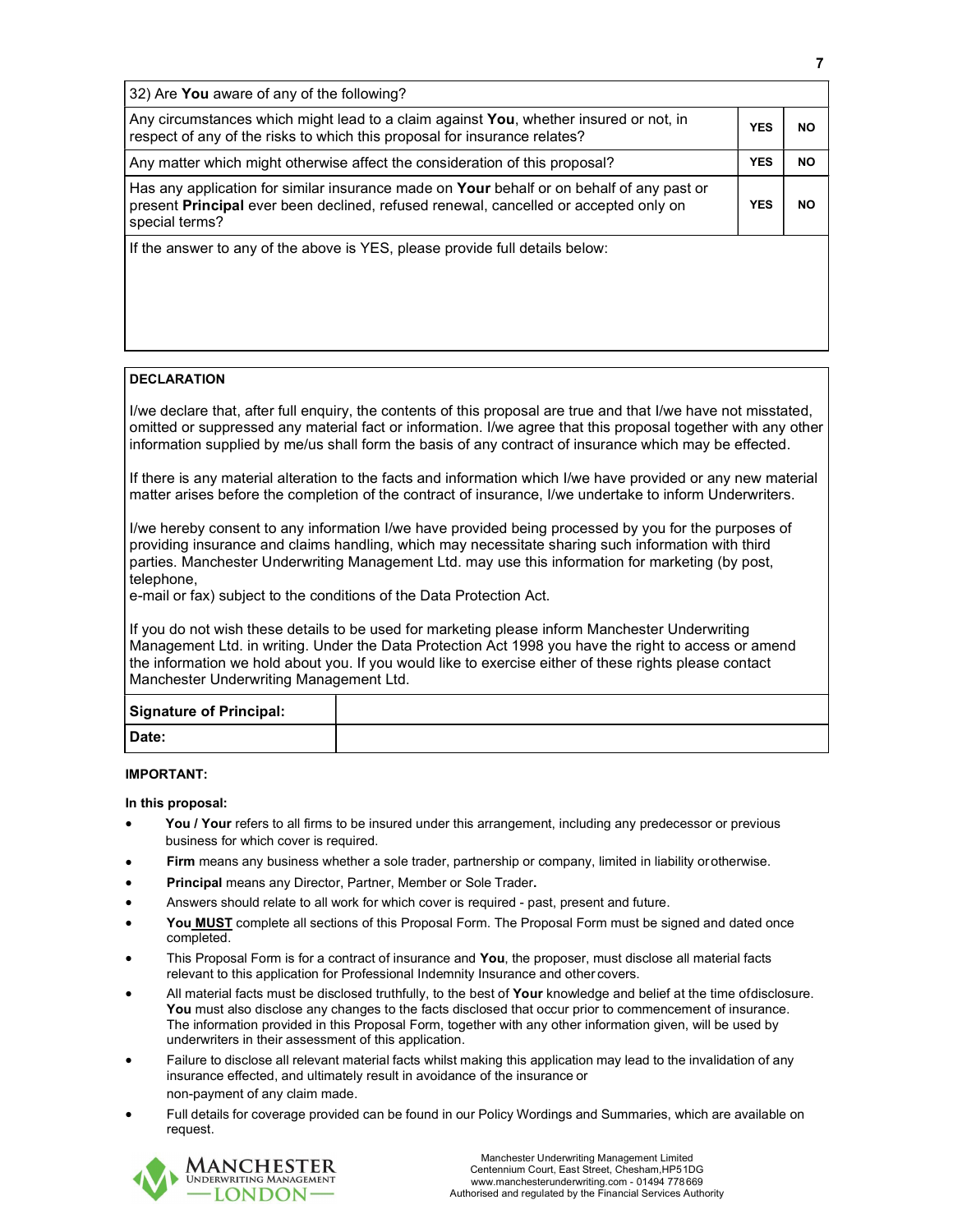| 32) Are **You** aware of any of the following? | | |
|---|---|---|
| Any circumstances which might lead to a claim against **You**, whether insured or not, in respect of any of the risks to which this proposal for insurance relates? | **YES** | **NO** |
| Any matter which might otherwise affect the consideration of this proposal? | **YES** | **NO** |
| Has any application for similar insurance made on **Your** behalf or on behalf of any past or present **Principal** ever been declined, refused renewal, cancelled or accepted only on special terms? | **YES** | **NO** |
| If the answer to any of the above is YES, please provide full details below: | | |

**DECLARATION**

I/we declare that, after full enquiry, the contents of this proposal are true and that I/we have not misstated, omitted or suppressed any material fact or information. I/we agree that this proposal together with any other information supplied by me/us shall form the basis of any contract of insurance which may be effected.

If there is any material alteration to the facts and information which I/we have provided or any new material matter arises before the completion of the contract of insurance, I/we undertake to inform Underwriters.

I/we hereby consent to any information I/we have provided being processed by you for the purposes of providing insurance and claims handling, which may necessitate sharing such information with third parties. Manchester Underwriting Management Ltd. may use this information for marketing (by post, telephone,
e-mail or fax) subject to the conditions of the Data Protection Act.

If you do not wish these details to be used for marketing please inform Manchester Underwriting Management Ltd. in writing. Under the Data Protection Act 1998 you have the right to access or amend the information we hold about you. If you would like to exercise either of these rights please contact Manchester Underwriting Management Ltd.

| | |
|---|---|
| **Signature of Principal:** | |
| **Date:** | |

**IMPORTANT:**

**In this proposal:**

- **You / Your** refers to all firms to be insured under this arrangement, including any predecessor or previous business for which cover is required.
- **Firm** means any business whether a sole trader, partnership or company, limited in liability or otherwise.
- **Principal** means any Director, Partner, Member or Sole Trader**.**
- Answers should relate to all work for which cover is required - past, present and future.
- **You MUST** complete all sections of this Proposal Form. The Proposal Form must be signed and dated once completed.
- This Proposal Form is for a contract of insurance and **You**, the proposer, must disclose all material facts relevant to this application for Professional Indemnity Insurance and other covers.
- All material facts must be disclosed truthfully, to the best of **Your** knowledge and belief at the time of disclosure. **You** must also disclose any changes to the facts disclosed that occur prior to commencement of insurance. The information provided in this Proposal Form, together with any other information given, will be used by underwriters in their assessment of this application.
- Failure to disclose all relevant material facts whilst making this application may lead to the invalidation of any insurance effected, and ultimately result in avoidance of the insurance or non-payment of any claim made.
- Full details for coverage provided can be found in our Policy Wordings and Summaries, which are available on request.

MANCHESTER UNDERWRITING MANAGEMENT — LONDON —

Manchester Underwriting Management Limited
Centennium Court, East Street, Chesham, HP5 1DG
www.manchesterunderwriting.com - 01494 778 669
Authorised and regulated by the Financial Services Authority